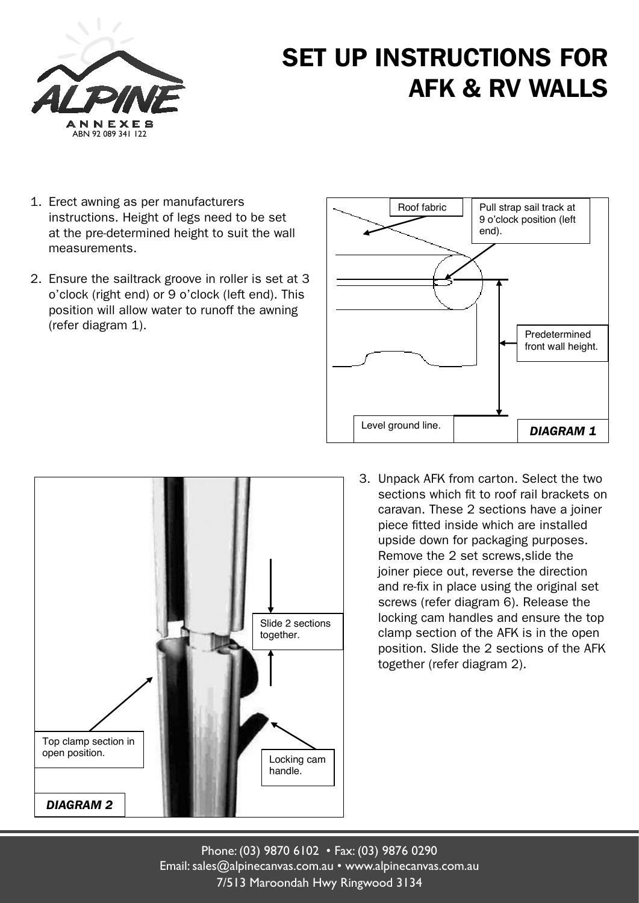# SET UP INSTRUCTIONS FOR AFK & RV WALLS

1. Erect awning as per manufacturers instructions. Height of legs need to be set at the pre-determined height to suit the wall measurements.

2. Ensure the sailtrack groove in roller is set at 3 o'clock (right end) or 9 o'clock (left end). This position will allow water to runoff the awning (refer diagram 1).

Roof fabric

Pull strap sail track at 9 o'clock position (left end).

Predetermined front wall height.

Level ground line.

***DIAGRAM 1***

3. Unpack AFK from carton. Select the two sections which fit to roof rail brackets on caravan. These 2 sections have a joiner piece fitted inside which are installed upside down for packaging purposes. Remove the 2 set screws,slide the joiner piece out, reverse the direction and re-fix in place using the original set screws (refer diagram 6). Release the locking cam handles and ensure the top clamp section of the AFK is in the open position. Slide the 2 sections of the AFK together (refer diagram 2).

Slide 2 sections together.

Top clamp section in open position.

Locking cam handle.

***DIAGRAM 2***

Phone: (03) 9870 6102 • Fax: (03) 9876 0290
Email: sales@alpinecanvas.com.au • www.alpinecanvas.com.au
7/513 Maroondah Hwy Ringwood 3134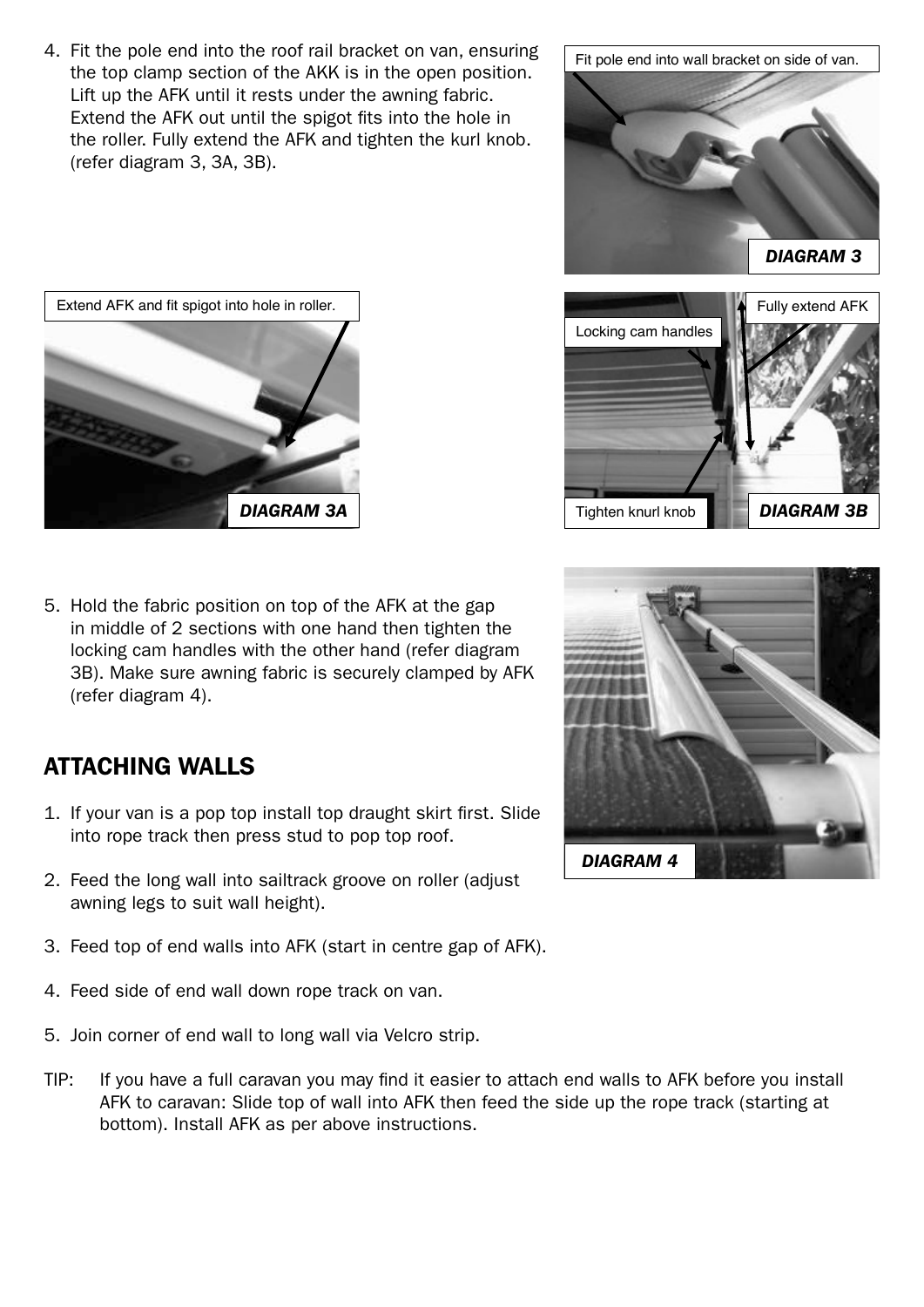4. Fit the pole end into the roof rail bracket on van, ensuring the top clamp section of the AKK is in the open position. Lift up the AFK until it rests under the awning fabric. Extend the AFK out until the spigot fits into the hole in the roller. Fully extend the AFK and tighten the kurl knob. (refer diagram 3, 3A, 3B).

Fit pole end into wall bracket on side of van.

***DIAGRAM 3***

Extend AFK and fit spigot into hole in roller.

***DIAGRAM 3A***

Locking cam handles

Fully extend AFK

Tighten knurl knob

***DIAGRAM 3B***

5. Hold the fabric position on top of the AFK at the gap in middle of 2 sections with one hand then tighten the locking cam handles with the other hand (refer diagram 3B). Make sure awning fabric is securely clamped by AFK (refer diagram 4).

***DIAGRAM 4***

## ATTACHING WALLS

1. If your van is a pop top install top draught skirt first. Slide into rope track then press stud to pop top roof.

2. Feed the long wall into sailtrack groove on roller (adjust awning legs to suit wall height).

3. Feed top of end walls into AFK (start in centre gap of AFK).

4. Feed side of end wall down rope track on van.

5. Join corner of end wall to long wall via Velcro strip.

TIP: If you have a full caravan you may find it easier to attach end walls to AFK before you install AFK to caravan: Slide top of wall into AFK then feed the side up the rope track (starting at bottom). Install AFK as per above instructions.